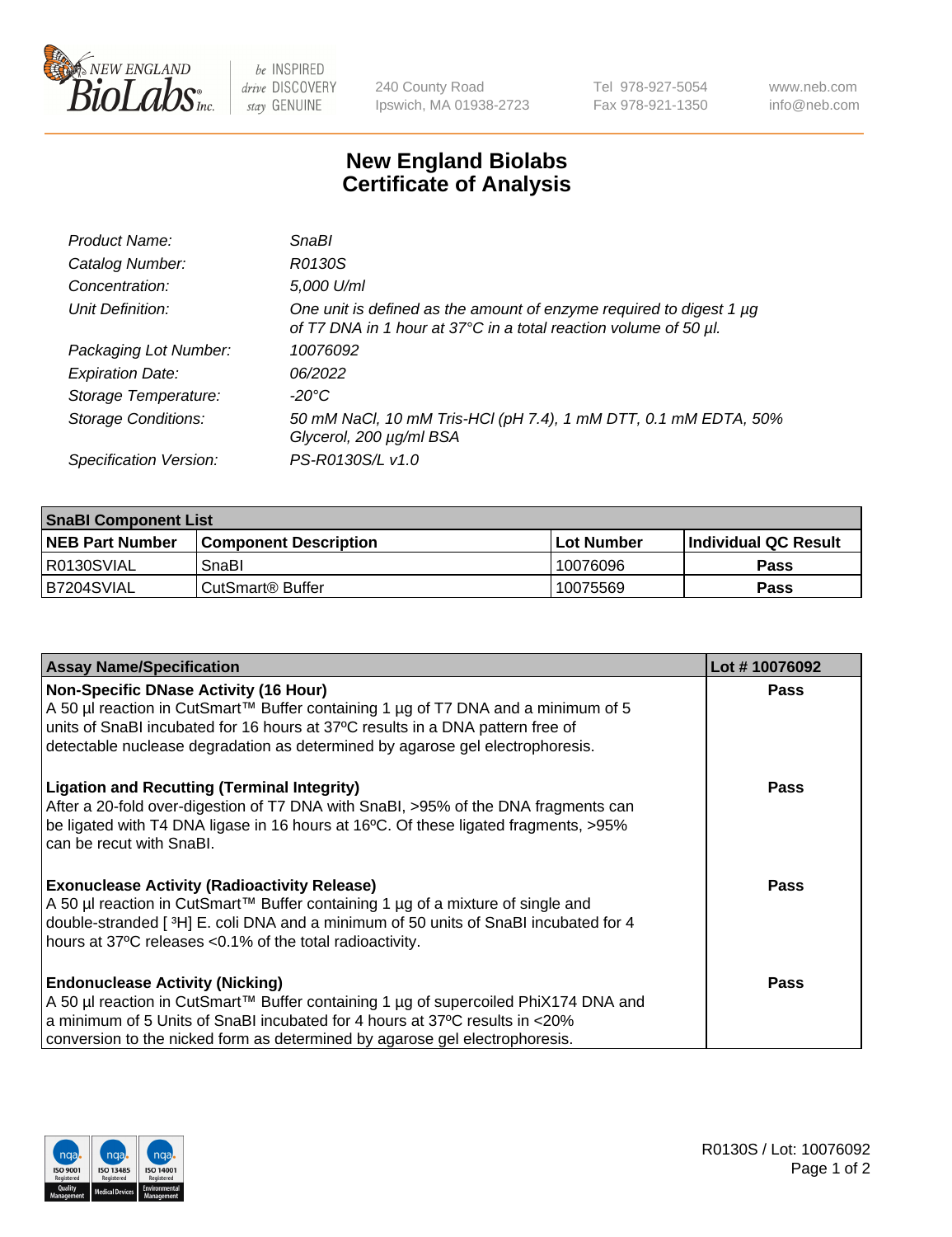# New England Biolabs Certificate of Analysis

| | |
|---|---|
| *Product Name:* | *SnaBI* |
| *Catalog Number:* | *R0130S* |
| *Concentration:* | *5,000 U/ml* |
| *Unit Definition:* | *One unit is defined as the amount of enzyme required to digest 1 µg of T7 DNA in 1 hour at 37°C in a total reaction volume of 50 µl.* |
| *Packaging Lot Number:* | *10076092* |
| *Expiration Date:* | *06/2022* |
| *Storage Temperature:* | *-20°C* |
| *Storage Conditions:* | *50 mM NaCl, 10 mM Tris-HCl (pH 7.4), 1 mM DTT, 0.1 mM EDTA, 50% Glycerol, 200 µg/ml BSA* |
| *Specification Version:* | *PS-R0130S/L v1.0* |

| **SnaBI Component List** | | | |
|---|---|---|---|
| **NEB Part Number** | **Component Description** | **Lot Number** | **Individual QC Result** |
| R0130SVIAL | SnaBI | 10076096 | **Pass** |
| B7204SVIAL | CutSmart® Buffer | 10075569 | **Pass** |

| **Assay Name/Specification** | **Lot # 10076092** |
|---|---|
| **Non-Specific DNase Activity (16 Hour)**<br>A 50 µl reaction in CutSmart™ Buffer containing 1 µg of T7 DNA and a minimum of 5 units of SnaBI incubated for 16 hours at 37ºC results in a DNA pattern free of detectable nuclease degradation as determined by agarose gel electrophoresis. | **Pass** |
| **Ligation and Recutting (Terminal Integrity)**<br>After a 20-fold over-digestion of T7 DNA with SnaBI, >95% of the DNA fragments can be ligated with T4 DNA ligase in 16 hours at 16ºC. Of these ligated fragments, >95% can be recut with SnaBI. | **Pass** |
| **Exonuclease Activity (Radioactivity Release)**<br>A 50 µl reaction in CutSmart™ Buffer containing 1 µg of a mixture of single and double-stranded [ $^3$H] E. coli DNA and a minimum of 50 units of SnaBI incubated for 4 hours at 37ºC releases <0.1% of the total radioactivity. | **Pass** |
| **Endonuclease Activity (Nicking)**<br>A 50 µl reaction in CutSmart™ Buffer containing 1 µg of supercoiled PhiX174 DNA and a minimum of 5 Units of SnaBI incubated for 4 hours at 37ºC results in <20% conversion to the nicked form as determined by agarose gel electrophoresis. | **Pass** |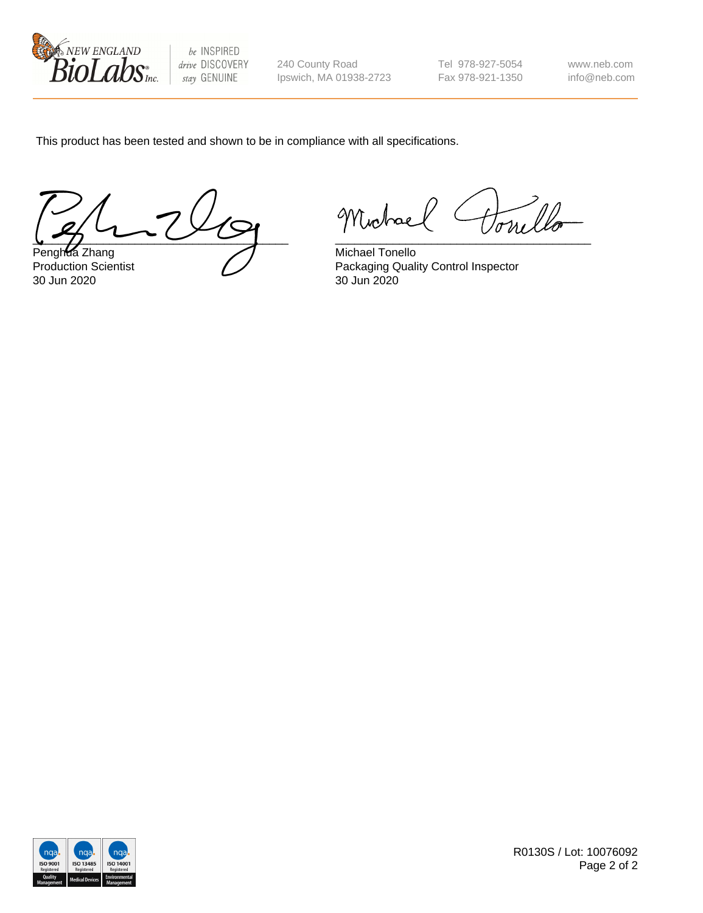This product has been tested and shown to be in compliance with all specifications.

Penghua Zhang
Production Scientist
30 Jun 2020

Michael Tonello
Packaging Quality Control Inspector
30 Jun 2020

R0130S / Lot: 10076092